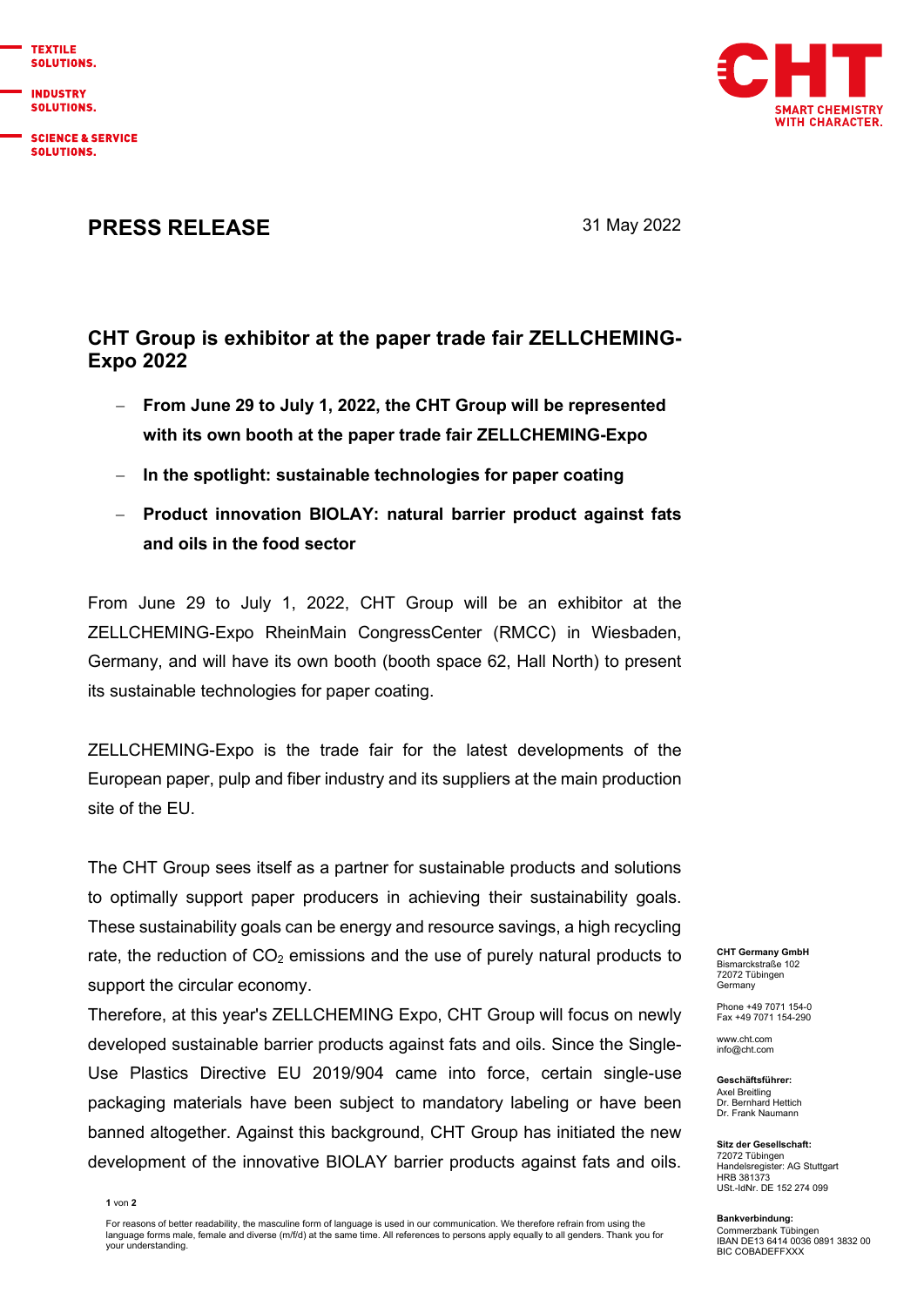TEXTILE SOLUTIONS.

INDUSTRY SOLUTIONS.

SCIENCE & SERVICE SOLUTIONS.

CHT SMART CHEMISTRY WITH CHARACTER.

# PRESS RELEASE

31 May 2022

## CHT Group is exhibitor at the paper trade fair ZELLCHEMING-Expo 2022

- **From June 29 to July 1, 2022, the CHT Group will be represented with its own booth at the paper trade fair ZELLCHEMING-Expo**
- **In the spotlight: sustainable technologies for paper coating**
- **Product innovation BIOLAY: natural barrier product against fats and oils in the food sector**

From June 29 to July 1, 2022, CHT Group will be an exhibitor at the ZELLCHEMING-Expo RheinMain CongressCenter (RMCC) in Wiesbaden, Germany, and will have its own booth (booth space 62, Hall North) to present its sustainable technologies for paper coating.

ZELLCHEMING-Expo is the trade fair for the latest developments of the European paper, pulp and fiber industry and its suppliers at the main production site of the EU.

The CHT Group sees itself as a partner for sustainable products and solutions to optimally support paper producers in achieving their sustainability goals. These sustainability goals can be energy and resource savings, a high recycling rate, the reduction of $CO_2$ emissions and the use of purely natural products to support the circular economy.

Therefore, at this year's ZELLCHEMING Expo, CHT Group will focus on newly developed sustainable barrier products against fats and oils. Since the Single-Use Plastics Directive EU 2019/904 came into force, certain single-use packaging materials have been subject to mandatory labeling or have been banned altogether. Against this background, CHT Group has initiated the new development of the innovative BIOLAY barrier products against fats and oils.

**CHT Germany GmbH**
Bismarckstraße 102
72072 Tübingen
Germany

Phone +49 7071 154-0
Fax +49 7071 154-290

www.cht.com
info@cht.com

**Geschäftsführer:**
Axel Breitling
Dr. Bernhard Hettich
Dr. Frank Naumann

**Sitz der Gesellschaft:**
72072 Tübingen
Handelsregister: AG Stuttgart
HRB 381373
USt.-IdNr. DE 152 274 099

**Bankverbindung:**
Commerzbank Tübingen
IBAN DE13 6414 0036 0891 3832 00
BIC COBADEFFXXX

For reasons of better readability, the masculine form of language is used in our communication. We therefore refrain from using the language forms male, female and diverse (m/f/d) at the same time. All references to persons apply equally to all genders. Thank you for your understanding.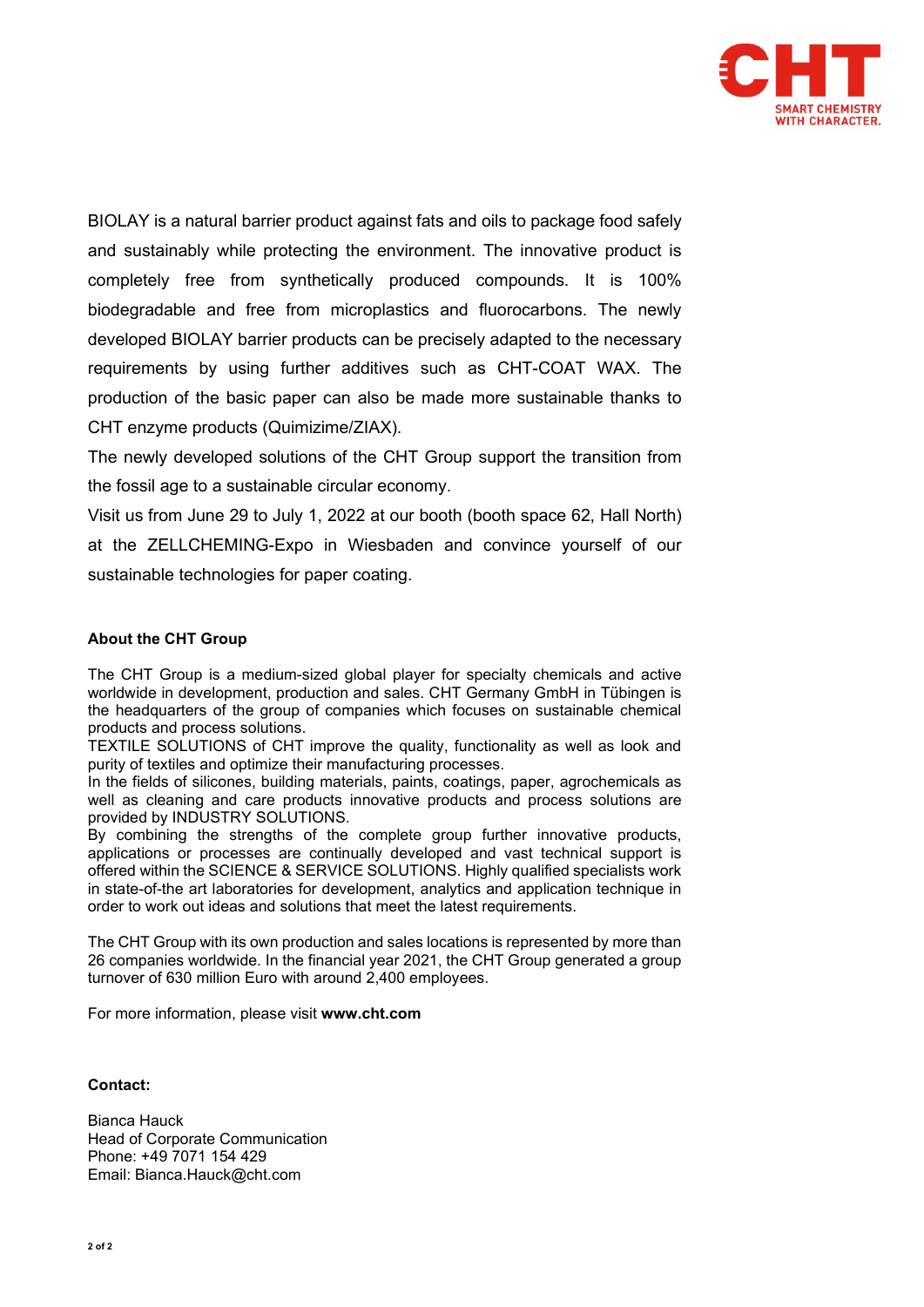BIOLAY is a natural barrier product against fats and oils to package food safely and sustainably while protecting the environment. The innovative product is completely free from synthetically produced compounds. It is 100% biodegradable and free from microplastics and fluorocarbons. The newly developed BIOLAY barrier products can be precisely adapted to the necessary requirements by using further additives such as CHT-COAT WAX. The production of the basic paper can also be made more sustainable thanks to CHT enzyme products (Quimizime/ZIAX).

The newly developed solutions of the CHT Group support the transition from the fossil age to a sustainable circular economy.

Visit us from June 29 to July 1, 2022 at our booth (booth space 62, Hall North) at the ZELLCHEMING-Expo in Wiesbaden and convince yourself of our sustainable technologies for paper coating.

**About the CHT Group**

The CHT Group is a medium-sized global player for specialty chemicals and active worldwide in development, production and sales. CHT Germany GmbH in Tübingen is the headquarters of the group of companies which focuses on sustainable chemical products and process solutions.

TEXTILE SOLUTIONS of CHT improve the quality, functionality as well as look and purity of textiles and optimize their manufacturing processes.

In the fields of silicones, building materials, paints, coatings, paper, agrochemicals as well as cleaning and care products innovative products and process solutions are provided by INDUSTRY SOLUTIONS.

By combining the strengths of the complete group further innovative products, applications or processes are continually developed and vast technical support is offered within the SCIENCE & SERVICE SOLUTIONS. Highly qualified specialists work in state-of-the art laboratories for development, analytics and application technique in order to work out ideas and solutions that meet the latest requirements.

The CHT Group with its own production and sales locations is represented by more than 26 companies worldwide. In the financial year 2021, the CHT Group generated a group turnover of 630 million Euro with around 2,400 employees.

For more information, please visit **www.cht.com**

**Contact:**

Bianca Hauck
Head of Corporate Communication
Phone: +49 7071 154 429
Email: Bianca.Hauck@cht.com